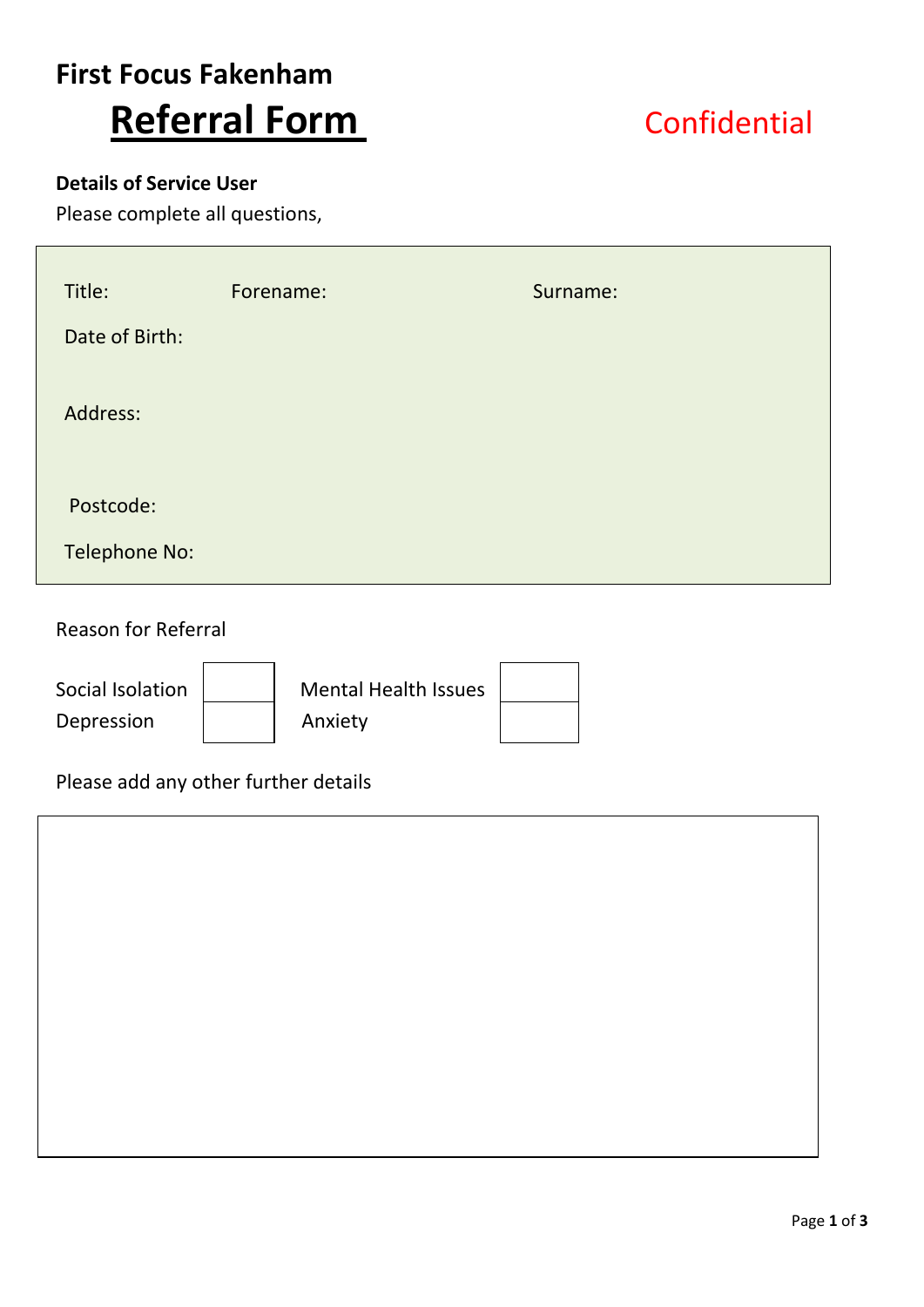# First Focus Fakenham

## Referral Form

Confidential

**Details of Service User**

Please complete all questions,

Title: Forename: Surname:

Date of Birth:

Address:

Postcode:

Telephone No:

Reason for Referral

| | | | |
|---|---|---|---|
| Social Isolation | | Mental Health Issues | |
| Depression | | Anxiety | |

Please add any other further details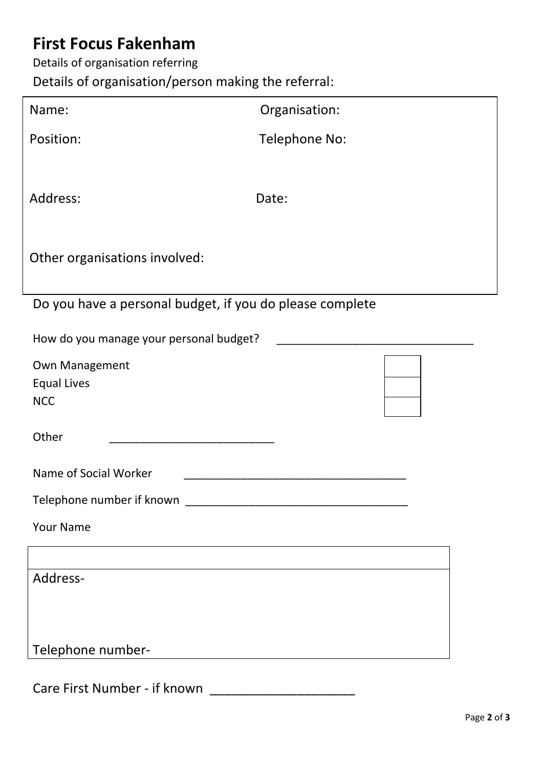# First Focus Fakenham

Details of organisation referring

Details of organisation/person making the referral:

| | |
|---|---|
| Name: | Organisation: |
| Position: | Telephone No: |
| Address: | Date: |
| Other organisations involved: | |

Do you have a personal budget, if you do please complete

How do you manage your personal budget? _______________________________

| | |
|---|---|
| Own Management | |
| Equal Lives | |
| NCC | |

Other __________________________

Name of Social Worker ___________________________________

Telephone number if known ___________________________________

Your Name

| |
|---|
| |
| Address- |
| Telephone number- |

Care First Number - if known ____________________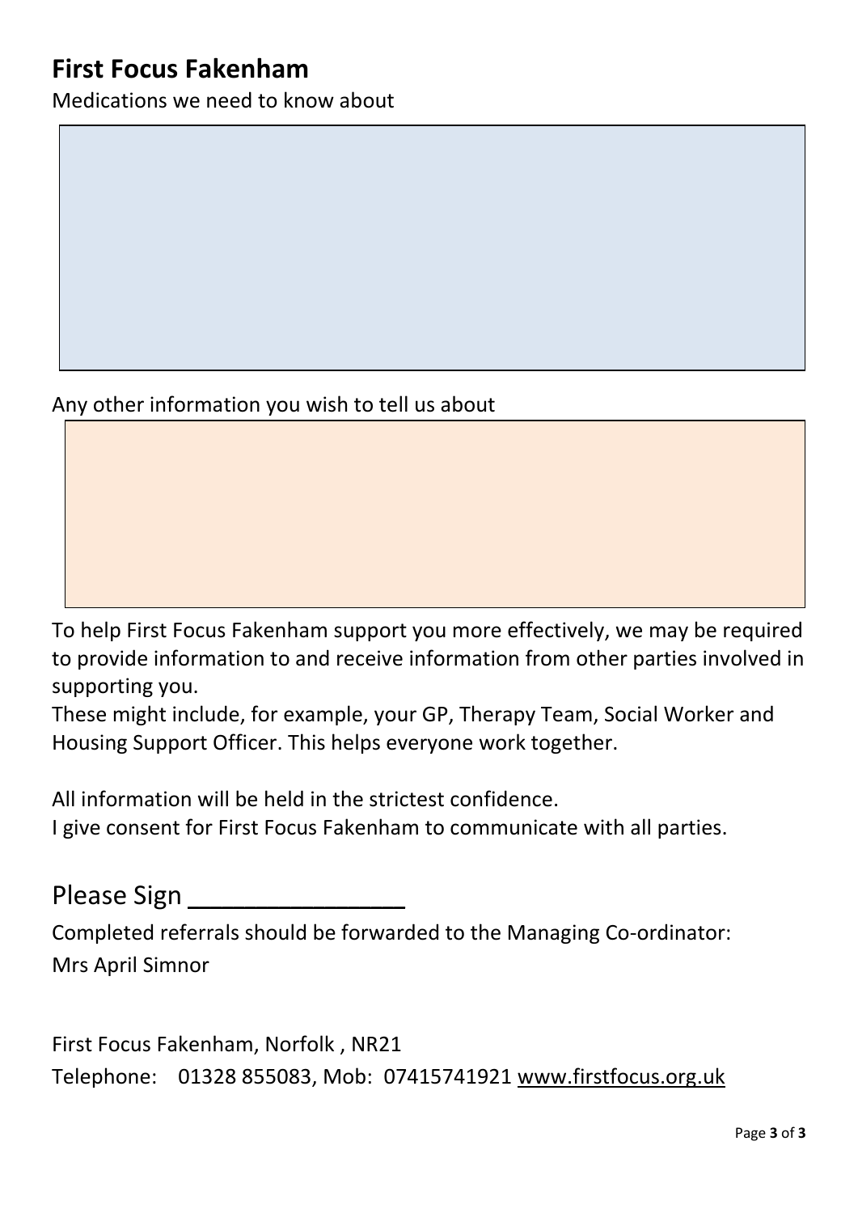## First Focus Fakenham

Medications we need to know about

Any other information you wish to tell us about

To help First Focus Fakenham support you more effectively, we may be required to provide information to and receive information from other parties involved in supporting you.

These might include, for example, your GP, Therapy Team, Social Worker and Housing Support Officer. This helps everyone work together.

All information will be held in the strictest confidence.

I give consent for First Focus Fakenham to communicate with all parties.

Please Sign _______________

Completed referrals should be forwarded to the Managing Co-ordinator:

Mrs April Simnor

First Focus Fakenham, Norfolk , NR21

Telephone: 01328 855083, Mob: 07415741921 www.firstfocus.org.uk